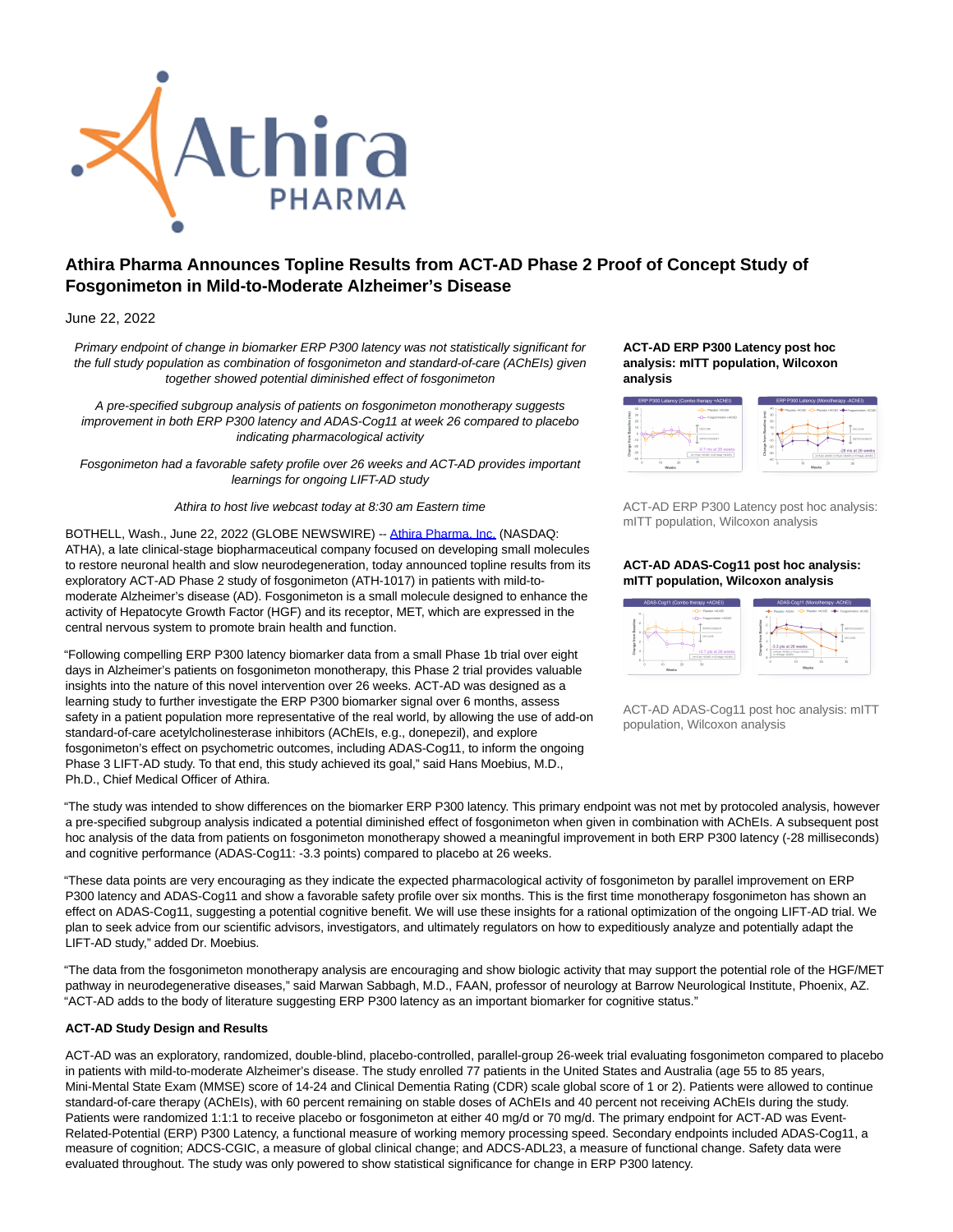# Athira Pharma Announces Topline Results from ACT-AD Phase 2 Proof of Concept Study of Fosgonimeton in Mild-to-Moderate Alzheimer's Disease

June 22, 2022

*Primary endpoint of change in biomarker ERP P300 latency was not statistically significant for the full study population as combination of fosgonimeton and standard-of-care (AChEIs) given together showed potential diminished effect of fosgonimeton*

*A pre-specified subgroup analysis of patients on fosgonimeton monotherapy suggests improvement in both ERP P300 latency and ADAS-Cog11 at week 26 compared to placebo indicating pharmacological activity*

*Fosgonimeton had a favorable safety profile over 26 weeks and ACT-AD provides important learnings for ongoing LIFT-AD study*

*Athira to host live webcast today at 8:30 am Eastern time*

BOTHELL, Wash., June 22, 2022 (GLOBE NEWSWIRE) -- Athira Pharma, Inc. (NASDAQ: ATHA), a late clinical-stage biopharmaceutical company focused on developing small molecules to restore neuronal health and slow neurodegeneration, today announced topline results from its exploratory ACT-AD Phase 2 study of fosgonimeton (ATH-1017) in patients with mild-to-moderate Alzheimer's disease (AD). Fosgonimeton is a small molecule designed to enhance the activity of Hepatocyte Growth Factor (HGF) and its receptor, MET, which are expressed in the central nervous system to promote brain health and function.

"Following compelling ERP P300 latency biomarker data from a small Phase 1b trial over eight days in Alzheimer's patients on fosgonimeton monotherapy, this Phase 2 trial provides valuable insights into the nature of this novel intervention over 26 weeks. ACT-AD was designed as a learning study to further investigate the ERP P300 biomarker signal over 6 months, assess safety in a patient population more representative of the real world, by allowing the use of add-on standard-of-care acetylcholinesterase inhibitors (AChEIs, e.g., donepezil), and explore fosgonimeton's effect on psychometric outcomes, including ADAS-Cog11, to inform the ongoing Phase 3 LIFT-AD study. To that end, this study achieved its goal," said Hans Moebius, M.D., Ph.D., Chief Medical Officer of Athira.

**ACT-AD ERP P300 Latency post hoc analysis: mITT population, Wilcoxon analysis**

ACT-AD ERP P300 Latency post hoc analysis: mITT population, Wilcoxon analysis

**ACT-AD ADAS-Cog11 post hoc analysis: mITT population, Wilcoxon analysis**

ACT-AD ADAS-Cog11 post hoc analysis: mITT population, Wilcoxon analysis

"The study was intended to show differences on the biomarker ERP P300 latency. This primary endpoint was not met by protocoled analysis, however a pre-specified subgroup analysis indicated a potential diminished effect of fosgonimeton when given in combination with AChEIs. A subsequent post hoc analysis of the data from patients on fosgonimeton monotherapy showed a meaningful improvement in both ERP P300 latency (-28 milliseconds) and cognitive performance (ADAS-Cog11: -3.3 points) compared to placebo at 26 weeks.

"These data points are very encouraging as they indicate the expected pharmacological activity of fosgonimeton by parallel improvement on ERP P300 latency and ADAS-Cog11 and show a favorable safety profile over six months. This is the first time monotherapy fosgonimeton has shown an effect on ADAS-Cog11, suggesting a potential cognitive benefit. We will use these insights for a rational optimization of the ongoing LIFT-AD trial. We plan to seek advice from our scientific advisors, investigators, and ultimately regulators on how to expeditiously analyze and potentially adapt the LIFT-AD study," added Dr. Moebius.

"The data from the fosgonimeton monotherapy analysis are encouraging and show biologic activity that may support the potential role of the HGF/MET pathway in neurodegenerative diseases," said Marwan Sabbagh, M.D., FAAN, professor of neurology at Barrow Neurological Institute, Phoenix, AZ. "ACT-AD adds to the body of literature suggesting ERP P300 latency as an important biomarker for cognitive status."

**ACT-AD Study Design and Results**

ACT-AD was an exploratory, randomized, double-blind, placebo-controlled, parallel-group 26-week trial evaluating fosgonimeton compared to placebo in patients with mild-to-moderate Alzheimer's disease. The study enrolled 77 patients in the United States and Australia (age 55 to 85 years, Mini-Mental State Exam (MMSE) score of 14-24 and Clinical Dementia Rating (CDR) scale global score of 1 or 2). Patients were allowed to continue standard-of-care therapy (AChEIs), with 60 percent remaining on stable doses of AChEIs and 40 percent not receiving AChEIs during the study. Patients were randomized 1:1:1 to receive placebo or fosgonimeton at either 40 mg/d or 70 mg/d. The primary endpoint for ACT-AD was Event-Related-Potential (ERP) P300 Latency, a functional measure of working memory processing speed. Secondary endpoints included ADAS-Cog11, a measure of cognition; ADCS-CGIC, a measure of global clinical change; and ADCS-ADL23, a measure of functional change. Safety data were evaluated throughout. The study was only powered to show statistical significance for change in ERP P300 latency.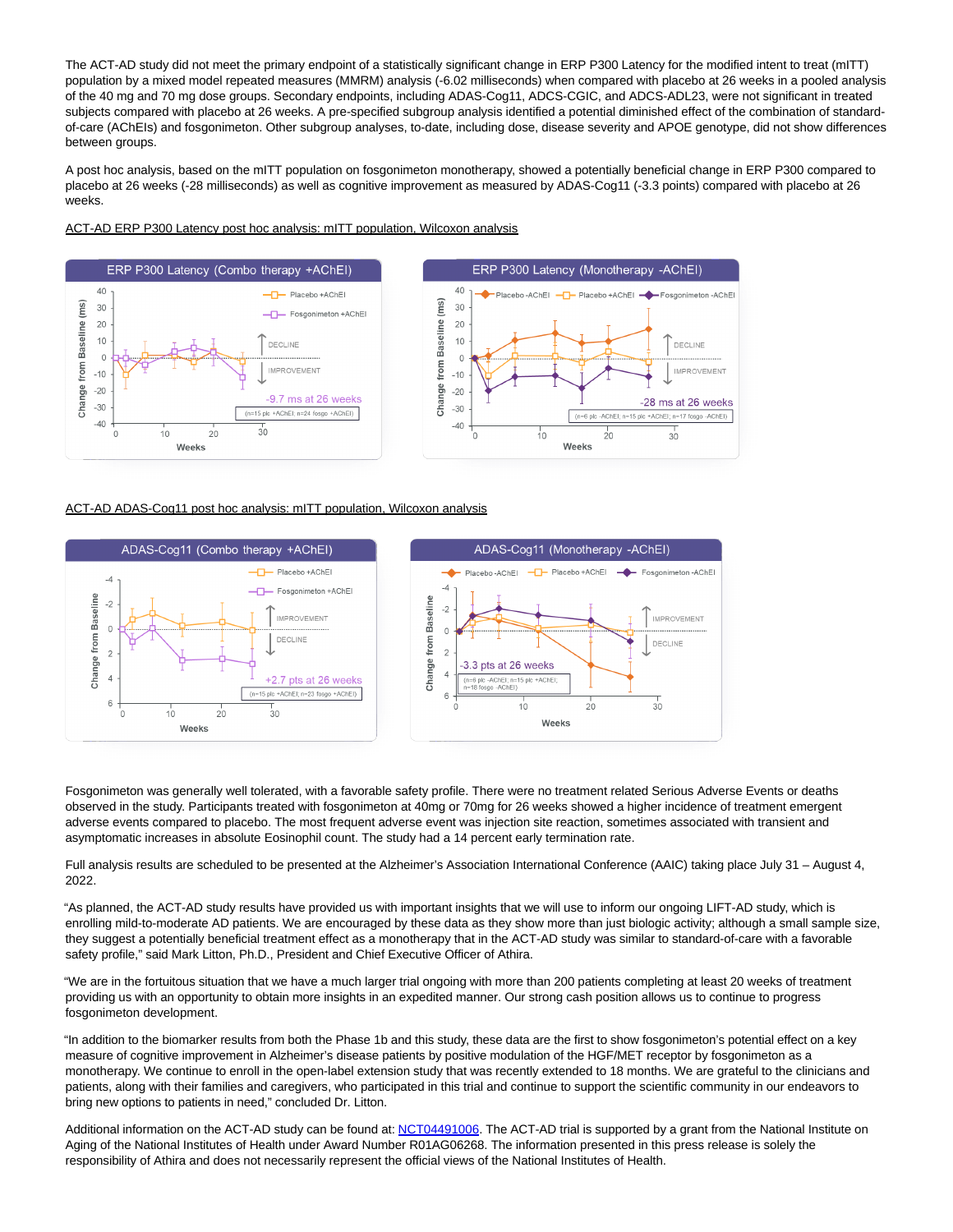The ACT-AD study did not meet the primary endpoint of a statistically significant change in ERP P300 Latency for the modified intent to treat (mITT) population by a mixed model repeated measures (MMRM) analysis (-6.02 milliseconds) when compared with placebo at 26 weeks in a pooled analysis of the 40 mg and 70 mg dose groups. Secondary endpoints, including ADAS-Cog11, ADCS-CGIC, and ADCS-ADL23, were not significant in treated subjects compared with placebo at 26 weeks. A pre-specified subgroup analysis identified a potential diminished effect of the combination of standard-of-care (AChEIs) and fosgonimeton. Other subgroup analyses, to-date, including dose, disease severity and APOE genotype, did not show differences between groups.

A post hoc analysis, based on the mITT population on fosgonimeton monotherapy, showed a potentially beneficial change in ERP P300 compared to placebo at 26 weeks (-28 milliseconds) as well as cognitive improvement as measured by ADAS-Cog11 (-3.3 points) compared with placebo at 26 weeks.

ACT-AD ERP P300 Latency post hoc analysis: mITT population, Wilcoxon analysis

ERP P300 Latency (Combo therapy +AChEI)

-9.7 ms at 26 weeks

(n=15 plc +AChEI; n=24 fosgo +AChEI)

ERP P300 Latency (Monotherapy -AChEI)

-28 ms at 26 weeks

(n=6 plc -AChEI; n=15 plc +AChEI; n=17 fosgo -AChEI)

ACT-AD ADAS-Cog11 post hoc analysis: mITT population, Wilcoxon analysis

ADAS-Cog11 (Combo therapy +AChEI)

+2.7 pts at 26 weeks

(n=15 plc +AChEI; n=23 fosgo +AChEI)

ADAS-Cog11 (Monotherapy -AChEI)

-3.3 pts at 26 weeks

(n=6 plc -AChEI; n=15 plc +AChEI; n=18 fosgo -AChEI)

Fosgonimeton was generally well tolerated, with a favorable safety profile. There were no treatment related Serious Adverse Events or deaths observed in the study. Participants treated with fosgonimeton at 40mg or 70mg for 26 weeks showed a higher incidence of treatment emergent adverse events compared to placebo. The most frequent adverse event was injection site reaction, sometimes associated with transient and asymptomatic increases in absolute Eosinophil count. The study had a 14 percent early termination rate.

Full analysis results are scheduled to be presented at the Alzheimer's Association International Conference (AAIC) taking place July 31 – August 4, 2022.

"As planned, the ACT-AD study results have provided us with important insights that we will use to inform our ongoing LIFT-AD study, which is enrolling mild-to-moderate AD patients. We are encouraged by these data as they show more than just biologic activity; although a small sample size, they suggest a potentially beneficial treatment effect as a monotherapy that in the ACT-AD study was similar to standard-of-care with a favorable safety profile," said Mark Litton, Ph.D., President and Chief Executive Officer of Athira.

"We are in the fortuitous situation that we have a much larger trial ongoing with more than 200 patients completing at least 20 weeks of treatment providing us with an opportunity to obtain more insights in an expedited manner. Our strong cash position allows us to continue to progress fosgonimeton development.

"In addition to the biomarker results from both the Phase 1b and this study, these data are the first to show fosgonimeton's potential effect on a key measure of cognitive improvement in Alzheimer's disease patients by positive modulation of the HGF/MET receptor by fosgonimeton as a monotherapy. We continue to enroll in the open-label extension study that was recently extended to 18 months. We are grateful to the clinicians and patients, along with their families and caregivers, who participated in this trial and continue to support the scientific community in our endeavors to bring new options to patients in need," concluded Dr. Litton.

Additional information on the ACT-AD study can be found at: NCT04491006. The ACT-AD trial is supported by a grant from the National Institute on Aging of the National Institutes of Health under Award Number R01AG06268. The information presented in this press release is solely the responsibility of Athira and does not necessarily represent the official views of the National Institutes of Health.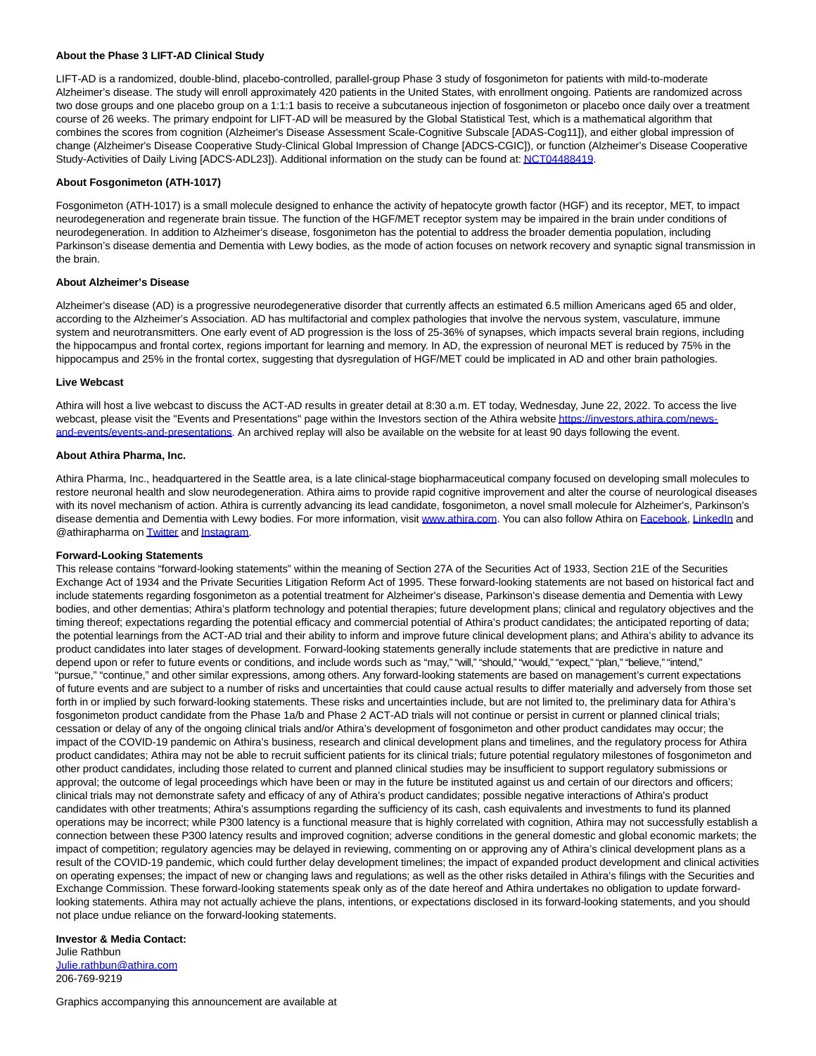**About the Phase 3 LIFT-AD Clinical Study**

LIFT-AD is a randomized, double-blind, placebo-controlled, parallel-group Phase 3 study of fosgonimeton for patients with mild-to-moderate Alzheimer's disease. The study will enroll approximately 420 patients in the United States, with enrollment ongoing. Patients are randomized across two dose groups and one placebo group on a 1:1:1 basis to receive a subcutaneous injection of fosgonimeton or placebo once daily over a treatment course of 26 weeks. The primary endpoint for LIFT-AD will be measured by the Global Statistical Test, which is a mathematical algorithm that combines the scores from cognition (Alzheimer's Disease Assessment Scale-Cognitive Subscale [ADAS-Cog11]), and either global impression of change (Alzheimer's Disease Cooperative Study-Clinical Global Impression of Change [ADCS-CGIC]), or function (Alzheimer's Disease Cooperative Study-Activities of Daily Living [ADCS-ADL23]). Additional information on the study can be found at: NCT04488419.

**About Fosgonimeton (ATH-1017)**

Fosgonimeton (ATH-1017) is a small molecule designed to enhance the activity of hepatocyte growth factor (HGF) and its receptor, MET, to impact neurodegeneration and regenerate brain tissue. The function of the HGF/MET receptor system may be impaired in the brain under conditions of neurodegeneration. In addition to Alzheimer's disease, fosgonimeton has the potential to address the broader dementia population, including Parkinson's disease dementia and Dementia with Lewy bodies, as the mode of action focuses on network recovery and synaptic signal transmission in the brain.

**About Alzheimer's Disease**

Alzheimer's disease (AD) is a progressive neurodegenerative disorder that currently affects an estimated 6.5 million Americans aged 65 and older, according to the Alzheimer's Association. AD has multifactorial and complex pathologies that involve the nervous system, vasculature, immune system and neurotransmitters. One early event of AD progression is the loss of 25-36% of synapses, which impacts several brain regions, including the hippocampus and frontal cortex, regions important for learning and memory. In AD, the expression of neuronal MET is reduced by 75% in the hippocampus and 25% in the frontal cortex, suggesting that dysregulation of HGF/MET could be implicated in AD and other brain pathologies.

**Live Webcast**

Athira will host a live webcast to discuss the ACT-AD results in greater detail at 8:30 a.m. ET today, Wednesday, June 22, 2022. To access the live webcast, please visit the "Events and Presentations" page within the Investors section of the Athira website https://investors.athira.com/news-and-events/events-and-presentations. An archived replay will also be available on the website for at least 90 days following the event.

**About Athira Pharma, Inc.**

Athira Pharma, Inc., headquartered in the Seattle area, is a late clinical-stage biopharmaceutical company focused on developing small molecules to restore neuronal health and slow neurodegeneration. Athira aims to provide rapid cognitive improvement and alter the course of neurological diseases with its novel mechanism of action. Athira is currently advancing its lead candidate, fosgonimeton, a novel small molecule for Alzheimer's, Parkinson's disease dementia and Dementia with Lewy bodies. For more information, visit www.athira.com. You can also follow Athira on Facebook, LinkedIn and @athirapharma on Twitter and Instagram.

**Forward-Looking Statements**

This release contains "forward-looking statements" within the meaning of Section 27A of the Securities Act of 1933, Section 21E of the Securities Exchange Act of 1934 and the Private Securities Litigation Reform Act of 1995. These forward-looking statements are not based on historical fact and include statements regarding fosgonimeton as a potential treatment for Alzheimer's disease, Parkinson's disease dementia and Dementia with Lewy bodies, and other dementias; Athira's platform technology and potential therapies; future development plans; clinical and regulatory objectives and the timing thereof; expectations regarding the potential efficacy and commercial potential of Athira's product candidates; the anticipated reporting of data; the potential learnings from the ACT-AD trial and their ability to inform and improve future clinical development plans; and Athira's ability to advance its product candidates into later stages of development. Forward-looking statements generally include statements that are predictive in nature and depend upon or refer to future events or conditions, and include words such as "may," "will," "should," "would," "expect," "plan," "believe," "intend," "pursue," "continue," and other similar expressions, among others. Any forward-looking statements are based on management's current expectations of future events and are subject to a number of risks and uncertainties that could cause actual results to differ materially and adversely from those set forth in or implied by such forward-looking statements. These risks and uncertainties include, but are not limited to, the preliminary data for Athira's fosgonimeton product candidate from the Phase 1a/b and Phase 2 ACT-AD trials will not continue or persist in current or planned clinical trials; cessation or delay of any of the ongoing clinical trials and/or Athira's development of fosgonimeton and other product candidates may occur; the impact of the COVID-19 pandemic on Athira's business, research and clinical development plans and timelines, and the regulatory process for Athira product candidates; Athira may not be able to recruit sufficient patients for its clinical trials; future potential regulatory milestones of fosgonimeton and other product candidates, including those related to current and planned clinical studies may be insufficient to support regulatory submissions or approval; the outcome of legal proceedings which have been or may in the future be instituted against us and certain of our directors and officers; clinical trials may not demonstrate safety and efficacy of any of Athira's product candidates; possible negative interactions of Athira's product candidates with other treatments; Athira's assumptions regarding the sufficiency of its cash, cash equivalents and investments to fund its planned operations may be incorrect; while P300 latency is a functional measure that is highly correlated with cognition, Athira may not successfully establish a connection between these P300 latency results and improved cognition; adverse conditions in the general domestic and global economic markets; the impact of competition; regulatory agencies may be delayed in reviewing, commenting on or approving any of Athira's clinical development plans as a result of the COVID-19 pandemic, which could further delay development timelines; the impact of expanded product development and clinical activities on operating expenses; the impact of new or changing laws and regulations; as well as the other risks detailed in Athira's filings with the Securities and Exchange Commission. These forward-looking statements speak only as of the date hereof and Athira undertakes no obligation to update forward-looking statements. Athira may not actually achieve the plans, intentions, or expectations disclosed in its forward-looking statements, and you should not place undue reliance on the forward-looking statements.

**Investor & Media Contact:**
Julie Rathbun
Julie.rathbun@athira.com
206-769-9219

Graphics accompanying this announcement are available at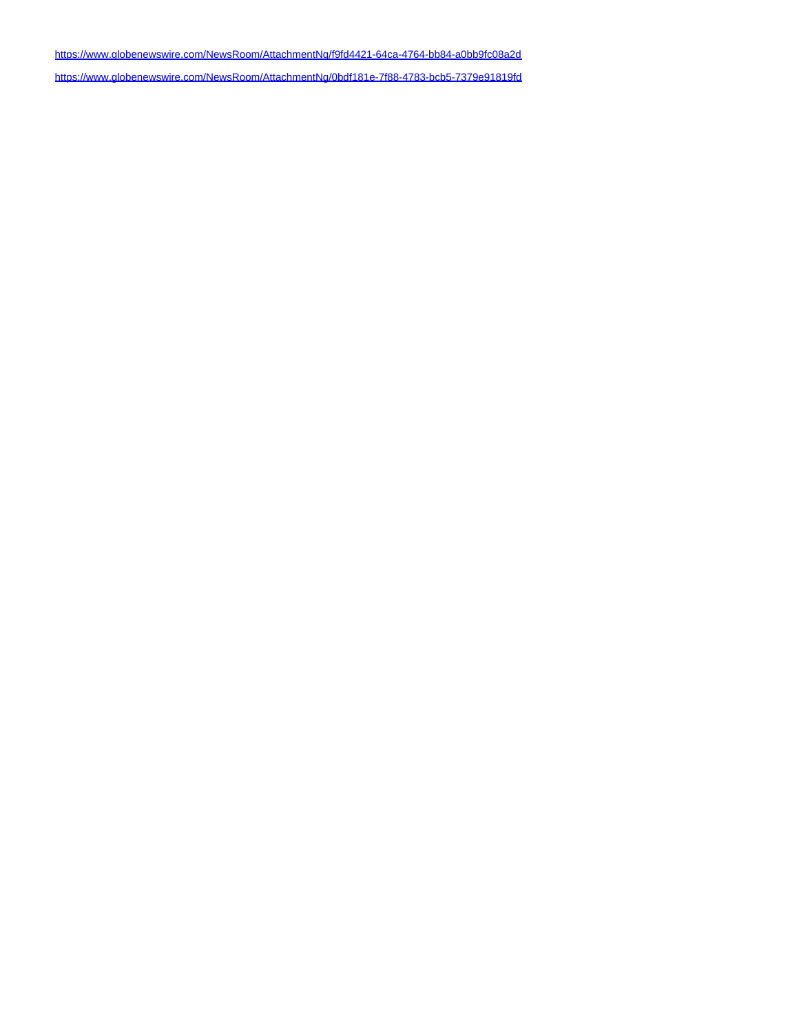https://www.globenewswire.com/NewsRoom/AttachmentNg/f9fd4421-64ca-4764-bb84-a0bb9fc08a2d

https://www.globenewswire.com/NewsRoom/AttachmentNg/0bdf181e-7f88-4783-bcb5-7379e91819fd